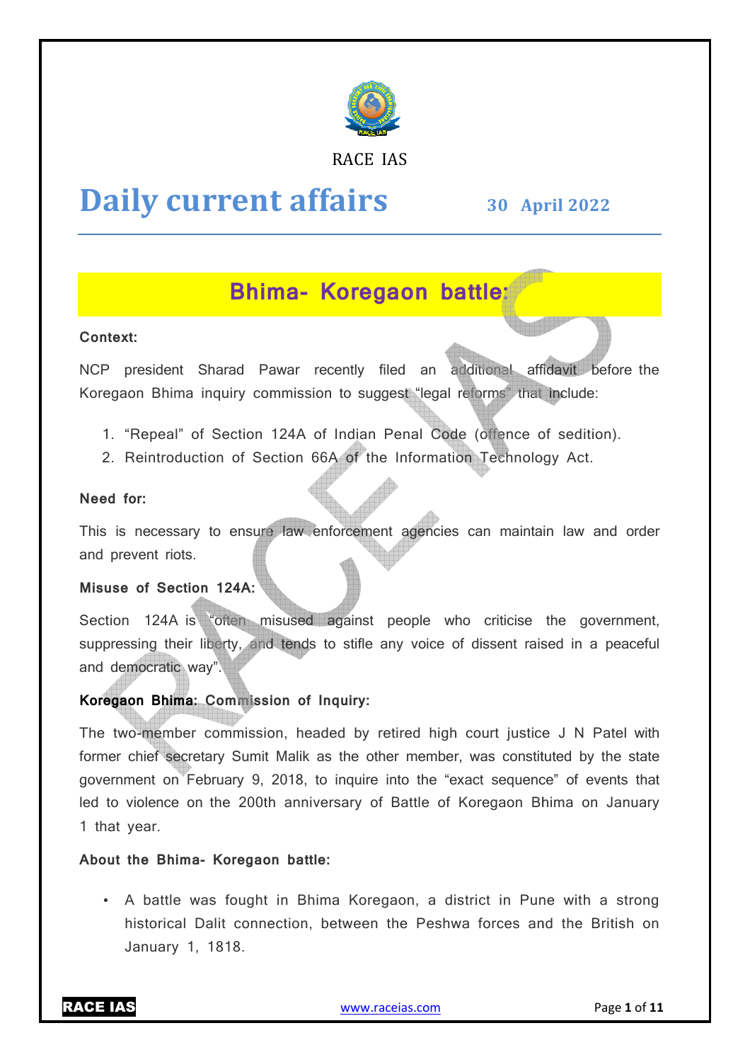RACE IAS

# Daily current affairs

**30 April 2022**

## Bhima- Koregaon battle:

**Context:**

NCP president Sharad Pawar recently filed an additional affidavit before the Koregaon Bhima inquiry commission to suggest "legal reforms" that include:

1. "Repeal" of Section 124A of Indian Penal Code (offence of sedition).
2. Reintroduction of Section 66A of the Information Technology Act.

**Need for:**

This is necessary to ensure law enforcement agencies can maintain law and order and prevent riots.

**Misuse of Section 124A:**

Section 124A is "often misused against people who criticise the government, suppressing their liberty, and tends to stifle any voice of dissent raised in a peaceful and democratic way".

**Koregaon Bhima: Commission of Inquiry:**

The two-member commission, headed by retired high court justice J N Patel with former chief secretary Sumit Malik as the other member, was constituted by the state government on February 9, 2018, to inquire into the "exact sequence" of events that led to violence on the 200th anniversary of Battle of Koregaon Bhima on January 1 that year.

**About the Bhima- Koregaon battle:**

- A battle was fought in Bhima Koregaon, a district in Pune with a strong historical Dalit connection, between the Peshwa forces and the British on January 1, 1818.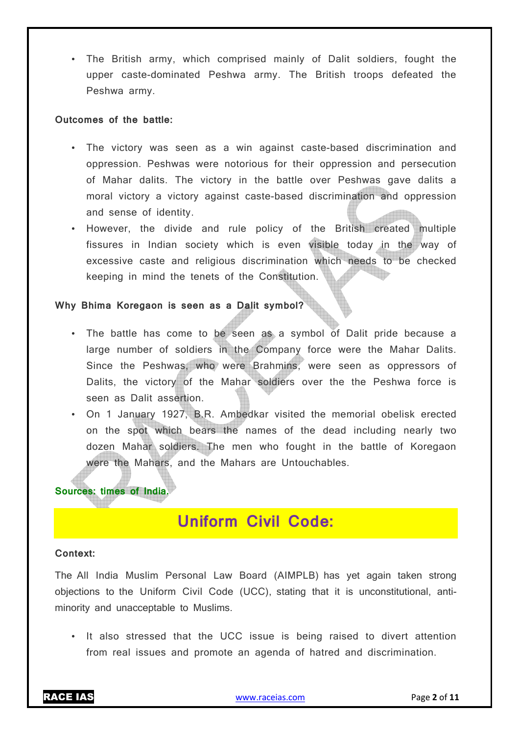- The British army, which comprised mainly of Dalit soldiers, fought the upper caste-dominated Peshwa army. The British troops defeated the Peshwa army.

**Outcomes of the battle:**

- The victory was seen as a win against caste-based discrimination and oppression. Peshwas were notorious for their oppression and persecution of Mahar dalits. The victory in the battle over Peshwas gave dalits a moral victory a victory against caste-based discrimination and oppression and sense of identity.
- However, the divide and rule policy of the British created multiple fissures in Indian society which is even visible today in the way of excessive caste and religious discrimination which needs to be checked keeping in mind the tenets of the Constitution.

**Why Bhima Koregaon is seen as a Dalit symbol?**

- The battle has come to be seen as a symbol of Dalit pride because a large number of soldiers in the Company force were the Mahar Dalits. Since the Peshwas, who were Brahmins, were seen as oppressors of Dalits, the victory of the Mahar soldiers over the the Peshwa force is seen as Dalit assertion.
- On 1 January 1927, B.R. Ambedkar visited the memorial obelisk erected on the spot which bears the names of the dead including nearly two dozen Mahar soldiers. The men who fought in the battle of Koregaon were the Mahars, and the Mahars are Untouchables.

**Sources: times of India.**

## Uniform Civil Code:

**Context:**

The All India Muslim Personal Law Board (AIMPLB) has yet again taken strong objections to the Uniform Civil Code (UCC), stating that it is unconstitutional, anti-minority and unacceptable to Muslims.

- It also stressed that the UCC issue is being raised to divert attention from real issues and promote an agenda of hatred and discrimination.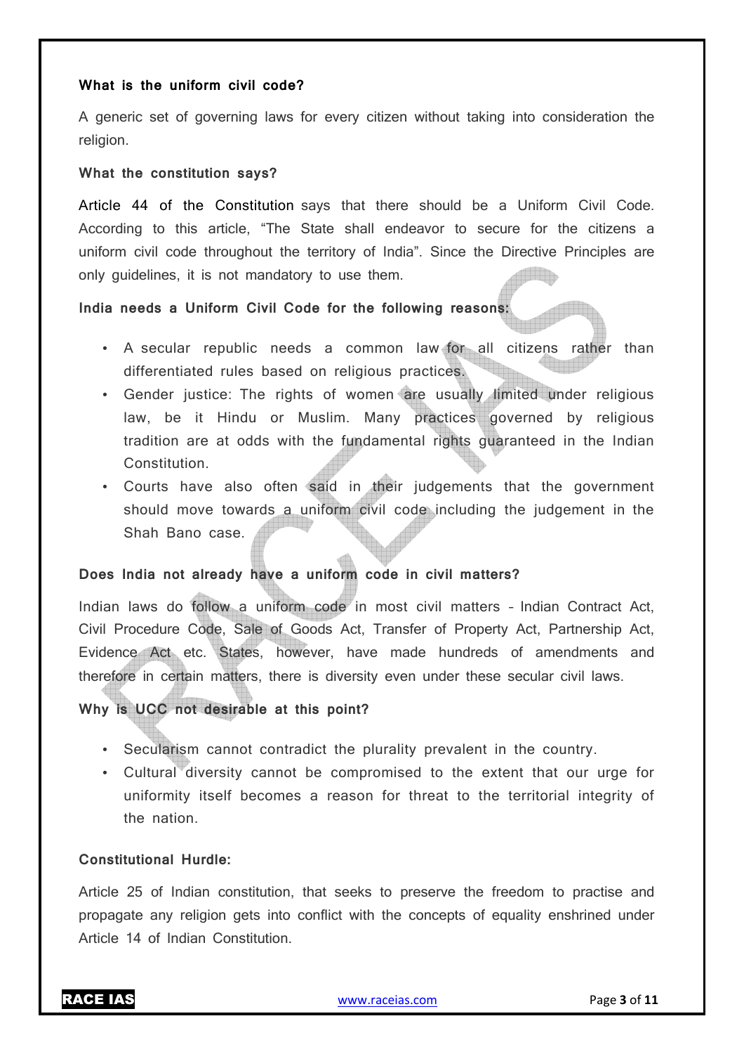**What is the uniform civil code?**

A generic set of governing laws for every citizen without taking into consideration the religion.

**What the constitution says?**

Article 44 of the Constitution says that there should be a Uniform Civil Code. According to this article, "The State shall endeavor to secure for the citizens a uniform civil code throughout the territory of India". Since the Directive Principles are only guidelines, it is not mandatory to use them.

**India needs a Uniform Civil Code for the following reasons:**

- A secular republic needs a common law for all citizens rather than differentiated rules based on religious practices.
- Gender justice: The rights of women are usually limited under religious law, be it Hindu or Muslim. Many practices governed by religious tradition are at odds with the fundamental rights guaranteed in the Indian Constitution.
- Courts have also often said in their judgements that the government should move towards a uniform civil code including the judgement in the Shah Bano case.

**Does India not already have a uniform code in civil matters?**

Indian laws do follow a uniform code in most civil matters – Indian Contract Act, Civil Procedure Code, Sale of Goods Act, Transfer of Property Act, Partnership Act, Evidence Act etc. States, however, have made hundreds of amendments and therefore in certain matters, there is diversity even under these secular civil laws.

**Why is UCC not desirable at this point?**

- Secularism cannot contradict the plurality prevalent in the country.
- Cultural diversity cannot be compromised to the extent that our urge for uniformity itself becomes a reason for threat to the territorial integrity of the nation.

**Constitutional Hurdle:**

Article 25 of Indian constitution, that seeks to preserve the freedom to practise and propagate any religion gets into conflict with the concepts of equality enshrined under Article 14 of Indian Constitution.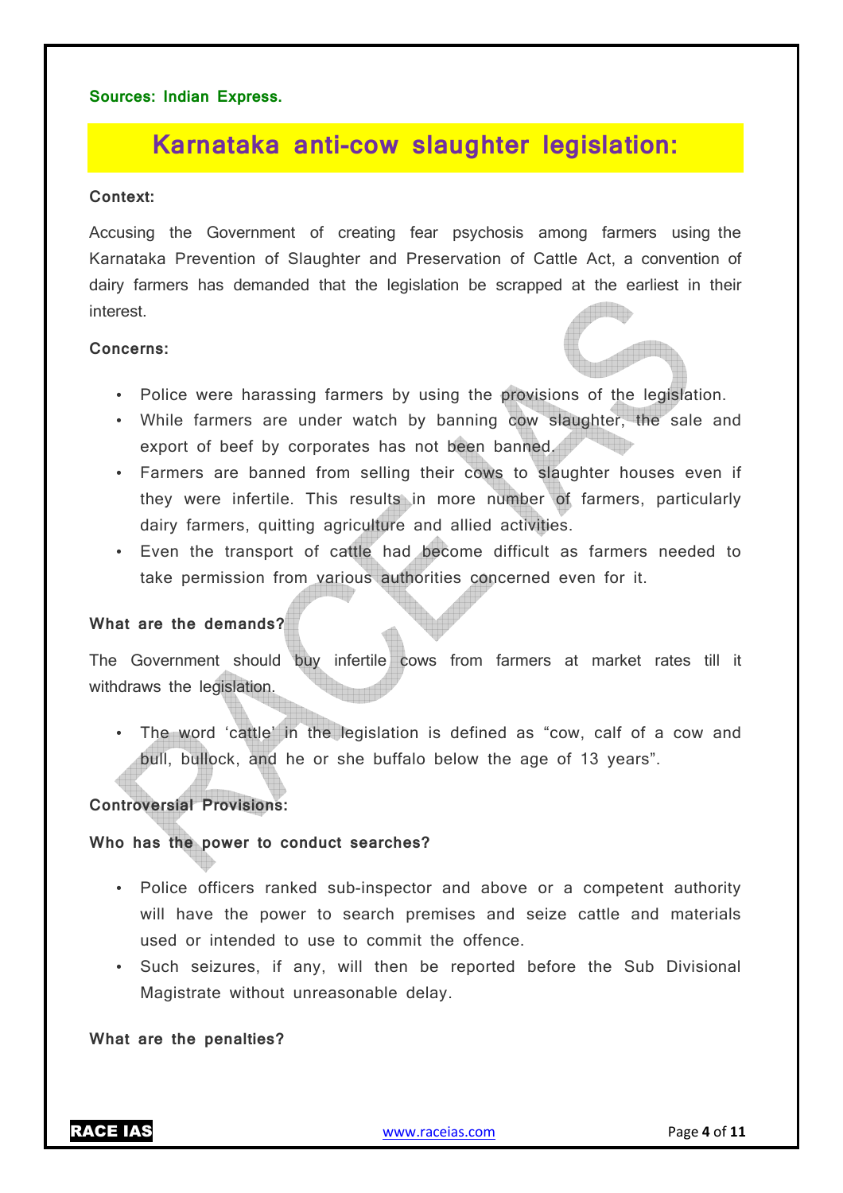**Sources: Indian Express.**

## Karnataka anti-cow slaughter legislation:

**Context:**

Accusing the Government of creating fear psychosis among farmers using the Karnataka Prevention of Slaughter and Preservation of Cattle Act, a convention of dairy farmers has demanded that the legislation be scrapped at the earliest in their interest.

**Concerns:**

- Police were harassing farmers by using the provisions of the legislation.
- While farmers are under watch by banning cow slaughter, the sale and export of beef by corporates has not been banned.
- Farmers are banned from selling their cows to slaughter houses even if they were infertile. This results in more number of farmers, particularly dairy farmers, quitting agriculture and allied activities.
- Even the transport of cattle had become difficult as farmers needed to take permission from various authorities concerned even for it.

**What are the demands?**

The Government should buy infertile cows from farmers at market rates till it withdraws the legislation.

- The word 'cattle' in the legislation is defined as "cow, calf of a cow and bull, bullock, and he or she buffalo below the age of 13 years".

**Controversial Provisions:**

**Who has the power to conduct searches?**

- Police officers ranked sub-inspector and above or a competent authority will have the power to search premises and seize cattle and materials used or intended to use to commit the offence.
- Such seizures, if any, will then be reported before the Sub Divisional Magistrate without unreasonable delay.

**What are the penalties?**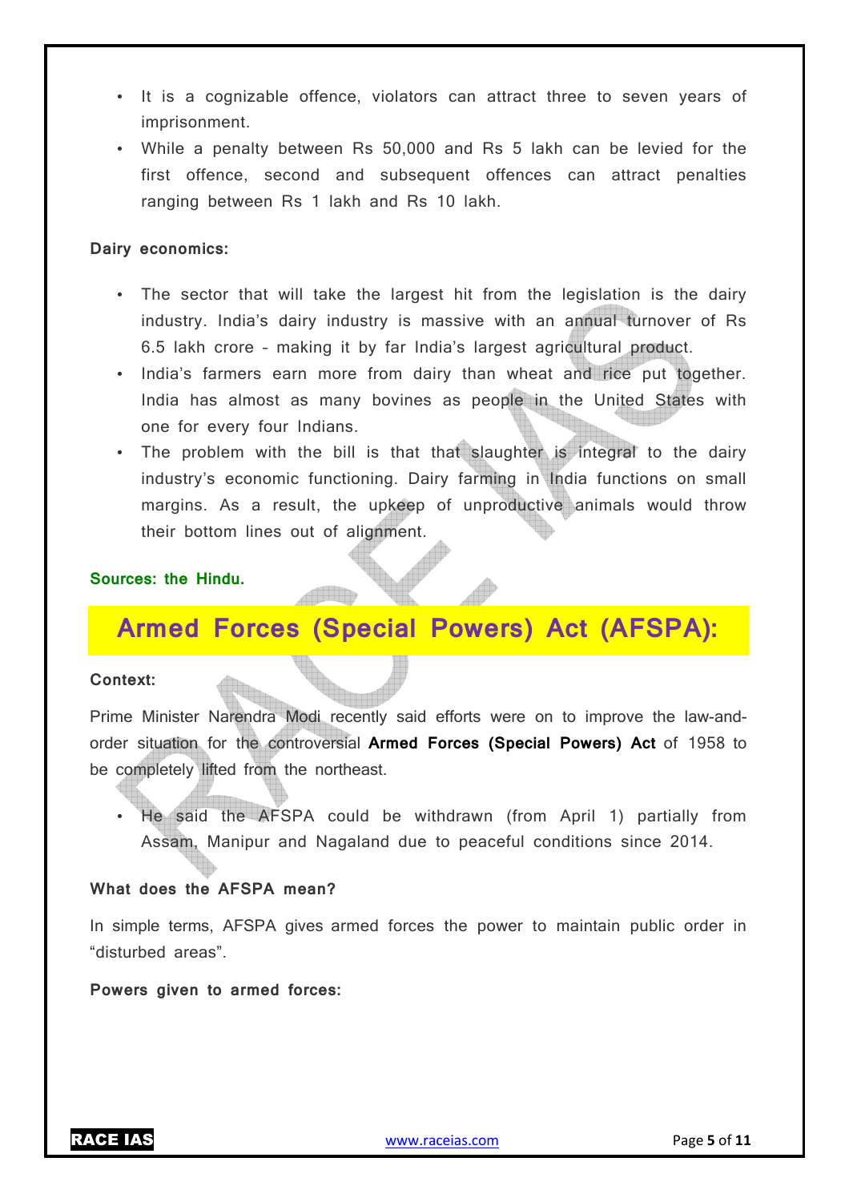- It is a cognizable offence, violators can attract three to seven years of imprisonment.
- While a penalty between Rs 50,000 and Rs 5 lakh can be levied for the first offence, second and subsequent offences can attract penalties ranging between Rs 1 lakh and Rs 10 lakh.

**Dairy economics:**

- The sector that will take the largest hit from the legislation is the dairy industry. India's dairy industry is massive with an annual turnover of Rs 6.5 lakh crore – making it by far India's largest agricultural product.
- India's farmers earn more from dairy than wheat and rice put together. India has almost as many bovines as people in the United States with one for every four Indians.
- The problem with the bill is that that slaughter is integral to the dairy industry's economic functioning. Dairy farming in India functions on small margins. As a result, the upkeep of unproductive animals would throw their bottom lines out of alignment.

**Sources: the Hindu.**

## Armed Forces (Special Powers) Act (AFSPA):

**Context:**

Prime Minister Narendra Modi recently said efforts were on to improve the law-and-order situation for the controversial **Armed Forces (Special Powers) Act** of 1958 to be completely lifted from the northeast.

- He said the AFSPA could be withdrawn (from April 1) partially from Assam, Manipur and Nagaland due to peaceful conditions since 2014.

**What does the AFSPA mean?**

In simple terms, AFSPA gives armed forces the power to maintain public order in "disturbed areas".

**Powers given to armed forces:**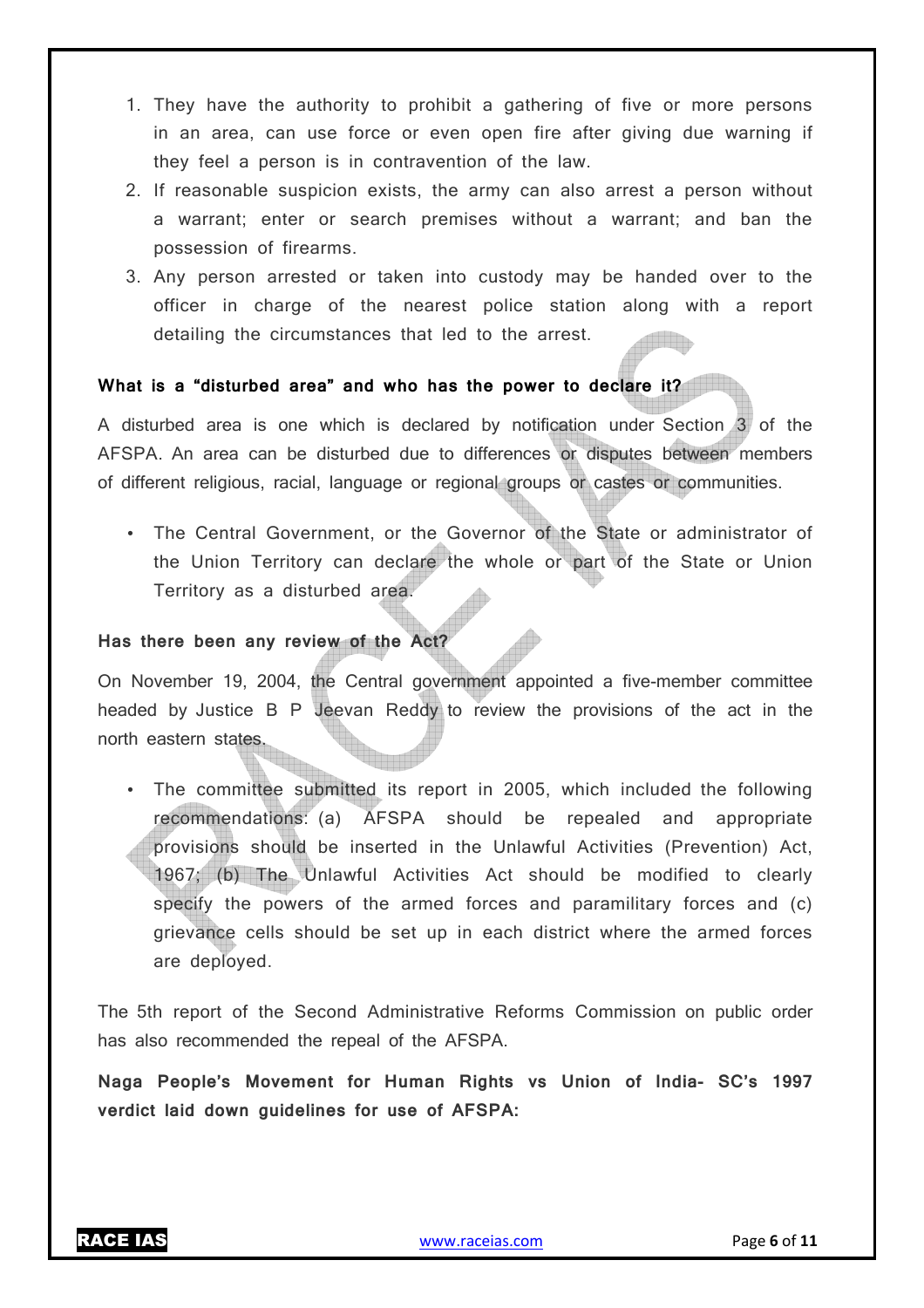1. They have the authority to prohibit a gathering of five or more persons in an area, can use force or even open fire after giving due warning if they feel a person is in contravention of the law.
2. If reasonable suspicion exists, the army can also arrest a person without a warrant; enter or search premises without a warrant; and ban the possession of firearms.
3. Any person arrested or taken into custody may be handed over to the officer in charge of the nearest police station along with a report detailing the circumstances that led to the arrest.

**What is a "disturbed area" and who has the power to declare it?**

A disturbed area is one which is declared by notification under Section 3 of the AFSPA. An area can be disturbed due to differences or disputes between members of different religious, racial, language or regional groups or castes or communities.

- The Central Government, or the Governor of the State or administrator of the Union Territory can declare the whole or part of the State or Union Territory as a disturbed area.

**Has there been any review of the Act?**

On November 19, 2004, the Central government appointed a five-member committee headed by Justice B P Jeevan Reddy to review the provisions of the act in the north eastern states.

- The committee submitted its report in 2005, which included the following recommendations: (a) AFSPA should be repealed and appropriate provisions should be inserted in the Unlawful Activities (Prevention) Act, 1967; (b) The Unlawful Activities Act should be modified to clearly specify the powers of the armed forces and paramilitary forces and (c) grievance cells should be set up in each district where the armed forces are deployed.

The 5th report of the Second Administrative Reforms Commission on public order has also recommended the repeal of the AFSPA.

**Naga People's Movement for Human Rights vs Union of India- SC's 1997 verdict laid down guidelines for use of AFSPA:**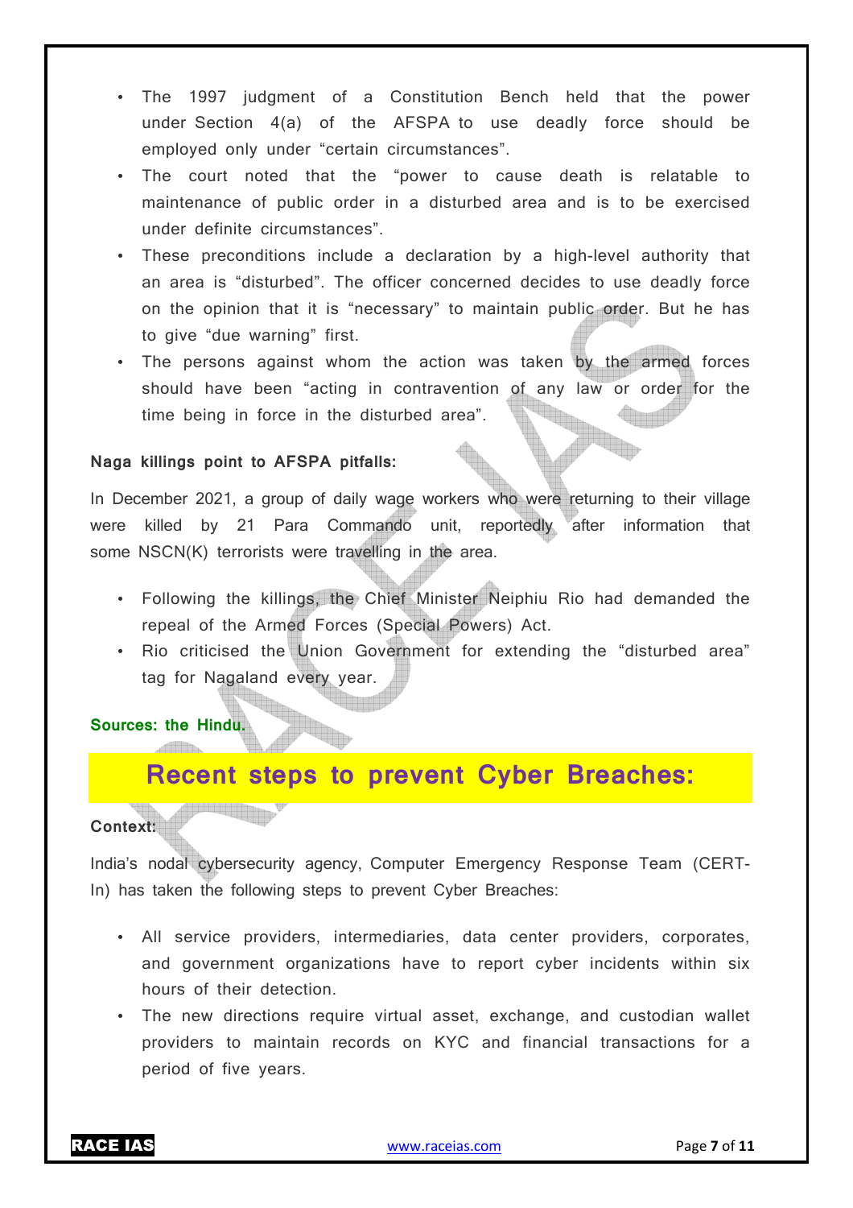- The 1997 judgment of a Constitution Bench held that the power under Section 4(a) of the AFSPA to use deadly force should be employed only under "certain circumstances".
- The court noted that the "power to cause death is relatable to maintenance of public order in a disturbed area and is to be exercised under definite circumstances".
- These preconditions include a declaration by a high-level authority that an area is "disturbed". The officer concerned decides to use deadly force on the opinion that it is "necessary" to maintain public order. But he has to give "due warning" first.
- The persons against whom the action was taken by the armed forces should have been "acting in contravention of any law or order for the time being in force in the disturbed area".

**Naga killings point to AFSPA pitfalls:**

In December 2021, a group of daily wage workers who were returning to their village were killed by 21 Para Commando unit, reportedly after information that some NSCN(K) terrorists were travelling in the area.

- Following the killings, the Chief Minister Neiphiu Rio had demanded the repeal of the Armed Forces (Special Powers) Act.
- Rio criticised the Union Government for extending the "disturbed area" tag for Nagaland every year.

**Sources: the Hindu.**

## Recent steps to prevent Cyber Breaches:

**Context:**

India's nodal cybersecurity agency, Computer Emergency Response Team (CERT-In) has taken the following steps to prevent Cyber Breaches:

- All service providers, intermediaries, data center providers, corporates, and government organizations have to report cyber incidents within six hours of their detection.
- The new directions require virtual asset, exchange, and custodian wallet providers to maintain records on KYC and financial transactions for a period of five years.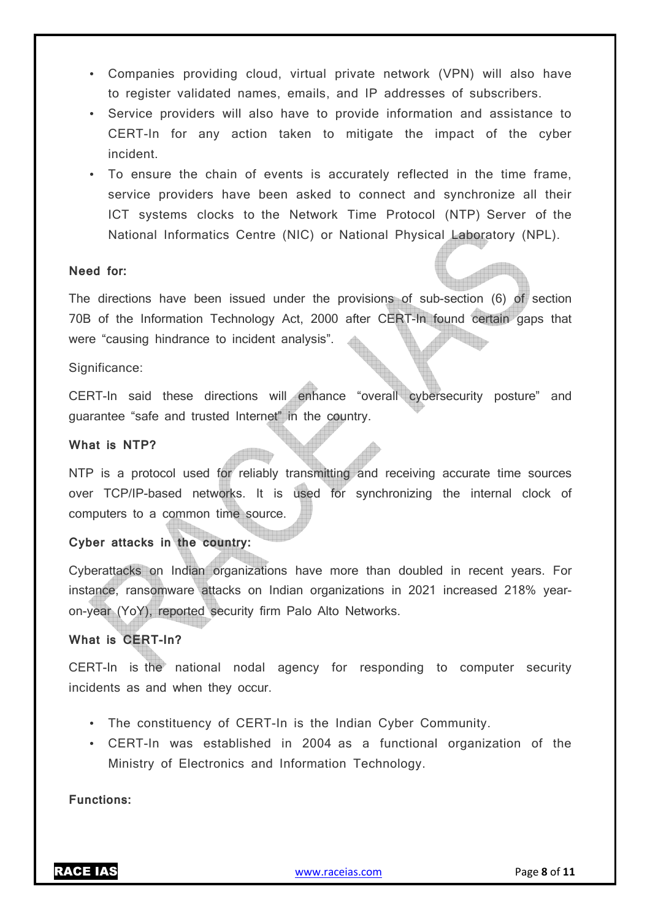- Companies providing cloud, virtual private network (VPN) will also have to register validated names, emails, and IP addresses of subscribers.
- Service providers will also have to provide information and assistance to CERT-In for any action taken to mitigate the impact of the cyber incident.
- To ensure the chain of events is accurately reflected in the time frame, service providers have been asked to connect and synchronize all their ICT systems clocks to the Network Time Protocol (NTP) Server of the National Informatics Centre (NIC) or National Physical Laboratory (NPL).

**Need for:**

The directions have been issued under the provisions of sub-section (6) of section 70B of the Information Technology Act, 2000 after CERT-In found certain gaps that were "causing hindrance to incident analysis".

Significance:

CERT-In said these directions will enhance "overall cybersecurity posture" and guarantee "safe and trusted Internet" in the country.

**What is NTP?**

NTP is a protocol used for reliably transmitting and receiving accurate time sources over TCP/IP-based networks. It is used for synchronizing the internal clock of computers to a common time source.

**Cyber attacks in the country:**

Cyberattacks on Indian organizations have more than doubled in recent years. For instance, ransomware attacks on Indian organizations in 2021 increased 218% year-on-year (YoY), reported security firm Palo Alto Networks.

**What is CERT-In?**

CERT-In is the national nodal agency for responding to computer security incidents as and when they occur.

- The constituency of CERT-In is the Indian Cyber Community.
- CERT-In was established in 2004 as a functional organization of the Ministry of Electronics and Information Technology.

**Functions:**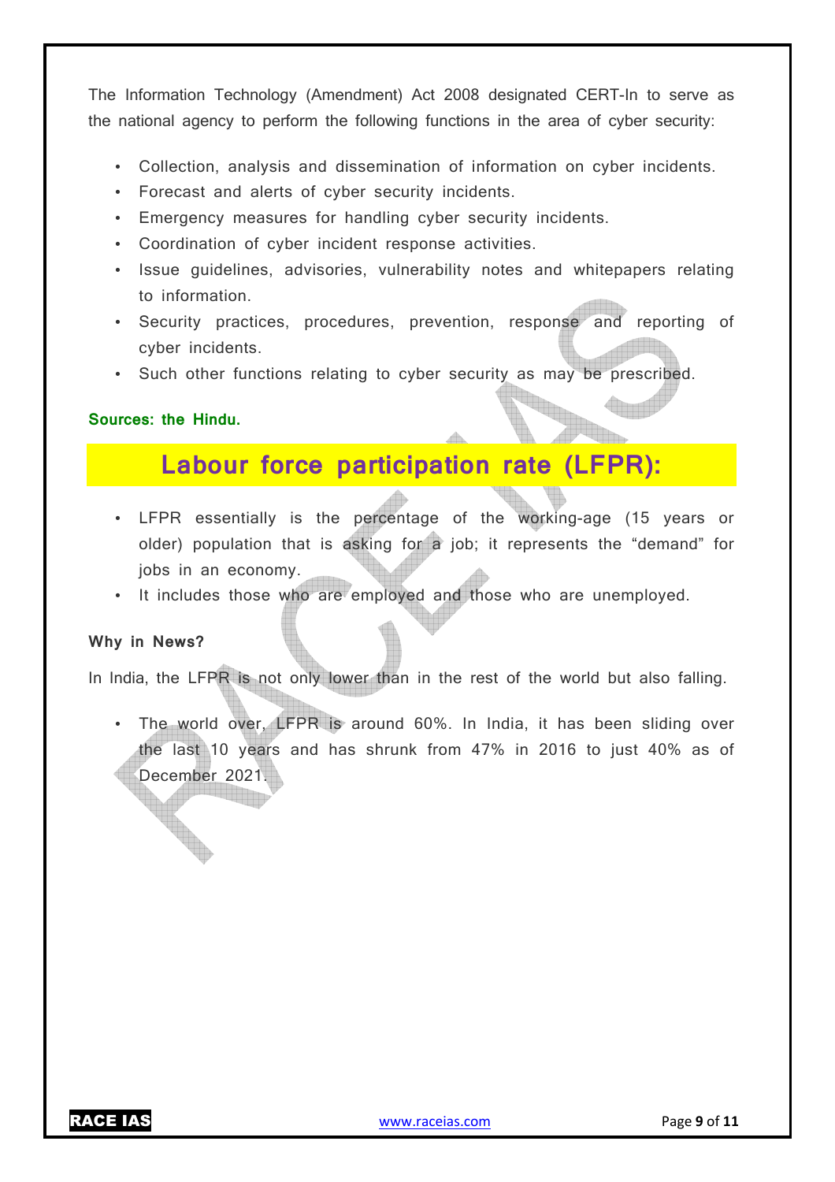The Information Technology (Amendment) Act 2008 designated CERT-In to serve as the national agency to perform the following functions in the area of cyber security:

- Collection, analysis and dissemination of information on cyber incidents.
- Forecast and alerts of cyber security incidents.
- Emergency measures for handling cyber security incidents.
- Coordination of cyber incident response activities.
- Issue guidelines, advisories, vulnerability notes and whitepapers relating to information.
- Security practices, procedures, prevention, response and reporting of cyber incidents.
- Such other functions relating to cyber security as may be prescribed.

**Sources: the Hindu.**

## Labour force participation rate (LFPR):

- LFPR essentially is the percentage of the working-age (15 years or older) population that is asking for a job; it represents the "demand" for jobs in an economy.
- It includes those who are employed and those who are unemployed.

**Why in News?**

In India, the LFPR is not only lower than in the rest of the world but also falling.

- The world over, LFPR is around 60%. In India, it has been sliding over the last 10 years and has shrunk from 47% in 2016 to just 40% as of December 2021.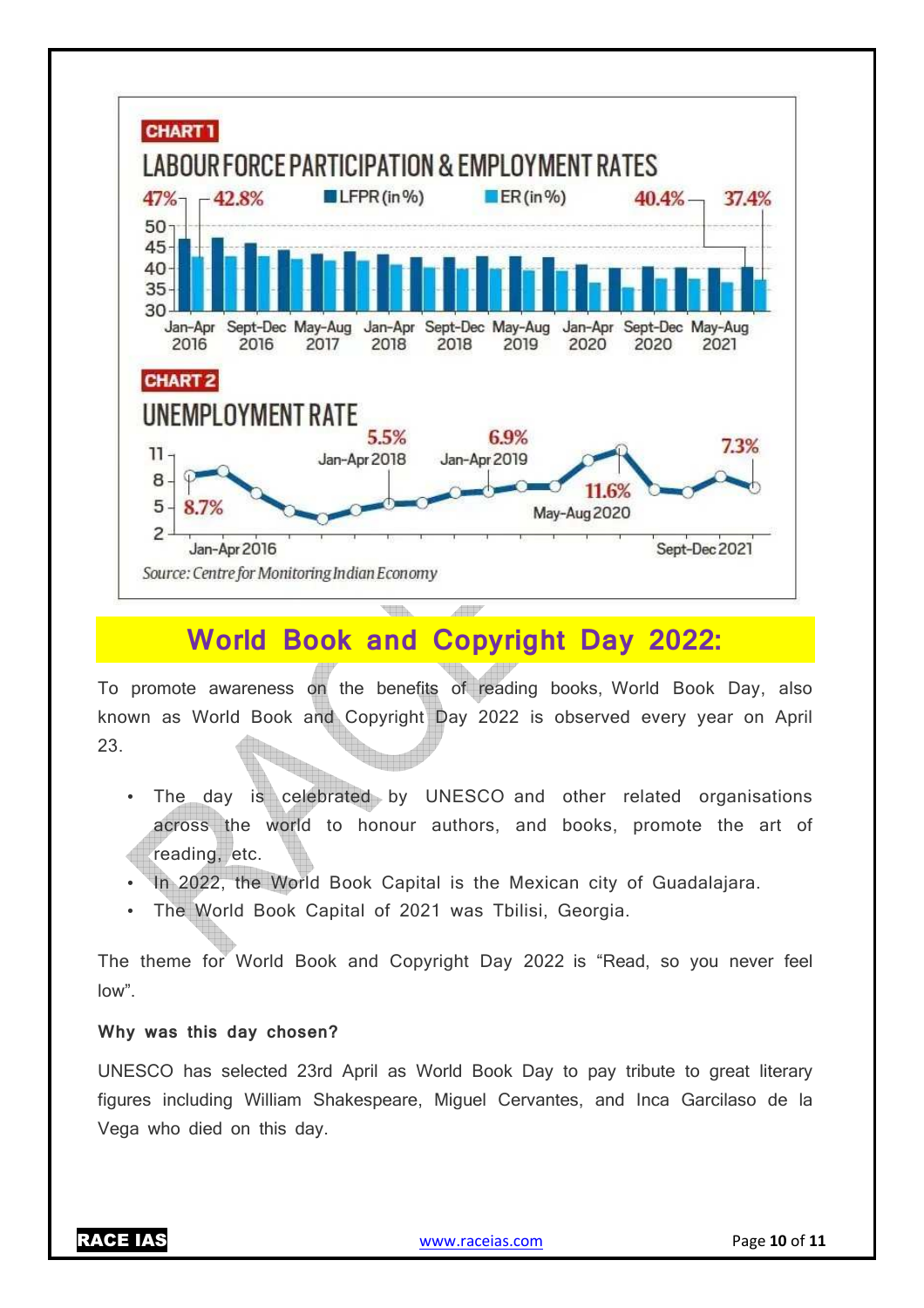CHART 1

LABOUR FORCE PARTICIPATION & EMPLOYMENT RATES

47% 42.8% LFPR (in %) ER (in %) 40.4% 37.4%

CHART 2

UNEMPLOYMENT RATE

Source: Centre for Monitoring Indian Economy

## World Book and Copyright Day 2022:

To promote awareness on the benefits of reading books, World Book Day, also known as World Book and Copyright Day 2022 is observed every year on April 23.

- The day is celebrated by UNESCO and other related organisations across the world to honour authors, and books, promote the art of reading, etc.
- In 2022, the World Book Capital is the Mexican city of Guadalajara.
- The World Book Capital of 2021 was Tbilisi, Georgia.

The theme for World Book and Copyright Day 2022 is "Read, so you never feel low".

**Why was this day chosen?**

UNESCO has selected 23rd April as World Book Day to pay tribute to great literary figures including William Shakespeare, Miguel Cervantes, and Inca Garcilaso de la Vega who died on this day.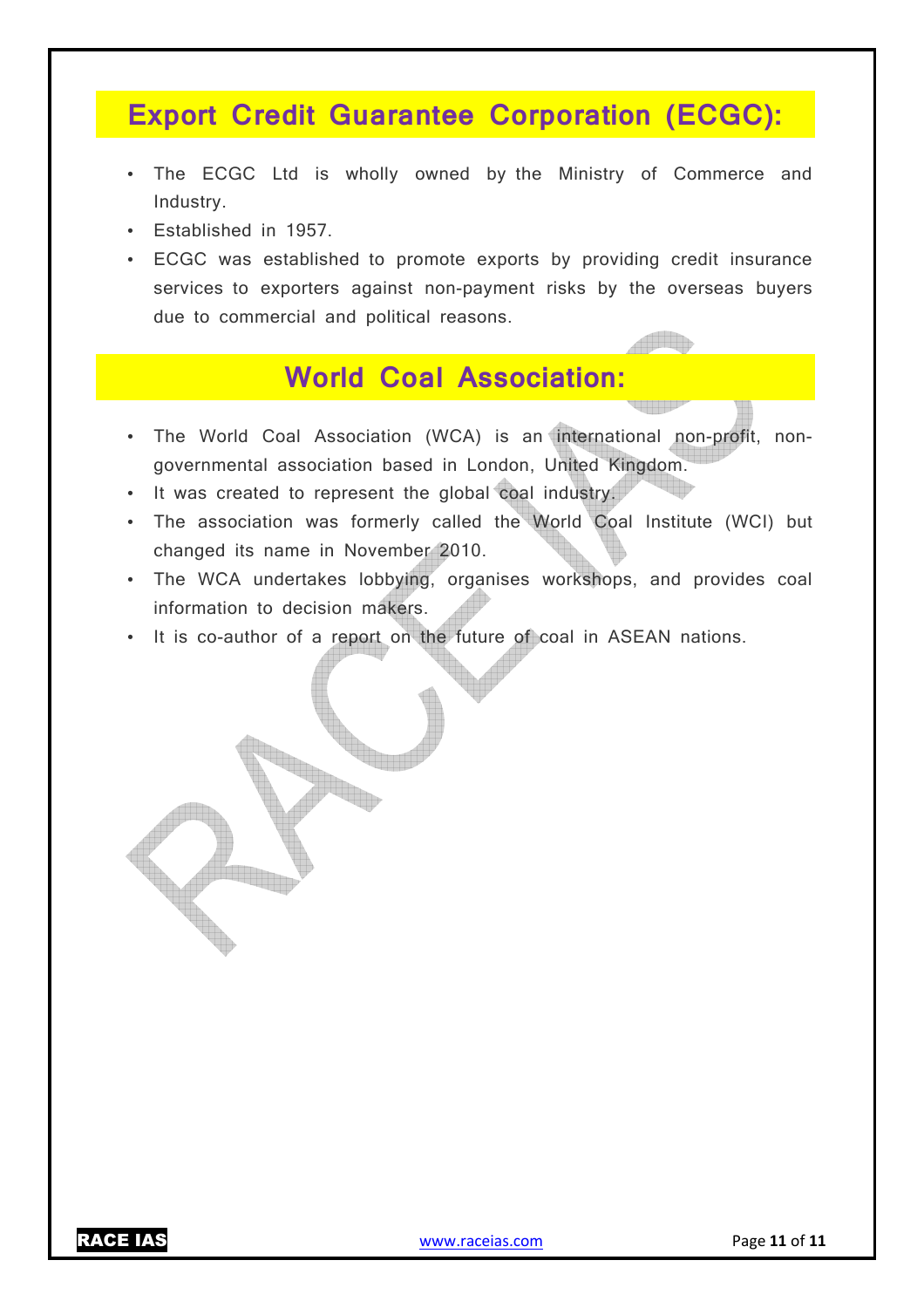## Export Credit Guarantee Corporation (ECGC):

- The ECGC Ltd is wholly owned by the Ministry of Commerce and Industry.
- Established in 1957.
- ECGC was established to promote exports by providing credit insurance services to exporters against non-payment risks by the overseas buyers due to commercial and political reasons.

## World Coal Association:

- The World Coal Association (WCA) is an international non-profit, non-governmental association based in London, United Kingdom.
- It was created to represent the global coal industry.
- The association was formerly called the World Coal Institute (WCI) but changed its name in November 2010.
- The WCA undertakes lobbying, organises workshops, and provides coal information to decision makers.
- It is co-author of a report on the future of coal in ASEAN nations.